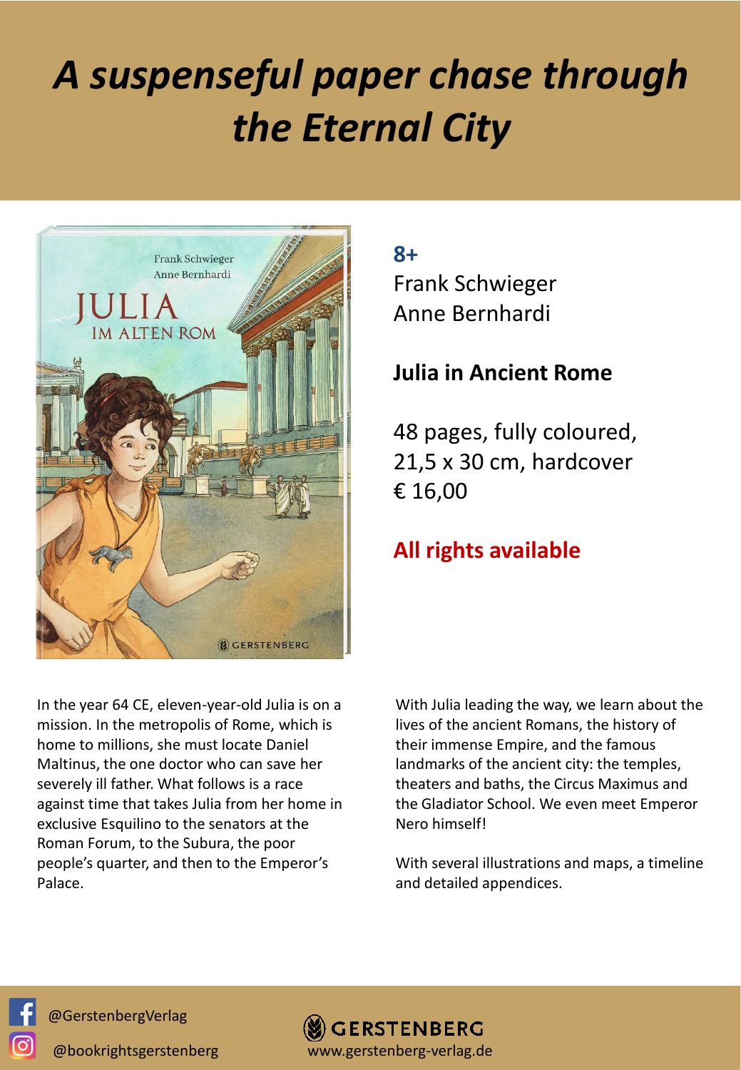# *A suspenseful paper chase through the Eternal City*

**8+**
Frank Schwieger
Anne Bernhardi

**Julia in Ancient Rome**

48 pages, fully coloured,
21,5 x 30 cm, hardcover
€ 16,00

**All rights available**

In the year 64 CE, eleven-year-old Julia is on a mission. In the metropolis of Rome, which is home to millions, she must locate Daniel Maltinus, the one doctor who can save her severely ill father. What follows is a race against time that takes Julia from her home in exclusive Esquilino to the senators at the Roman Forum, to the Subura, the poor people's quarter, and then to the Emperor's Palace.

With Julia leading the way, we learn about the lives of the ancient Romans, the history of their immense Empire, and the famous landmarks of the ancient city: the temples, theaters and baths, the Circus Maximus and the Gladiator School. We even meet Emperor Nero himself!

With several illustrations and maps, a timeline and detailed appendices.

@GerstenbergVerlag
@bookrightsgerstenberg

GERSTENBERG
www.gerstenberg-verlag.de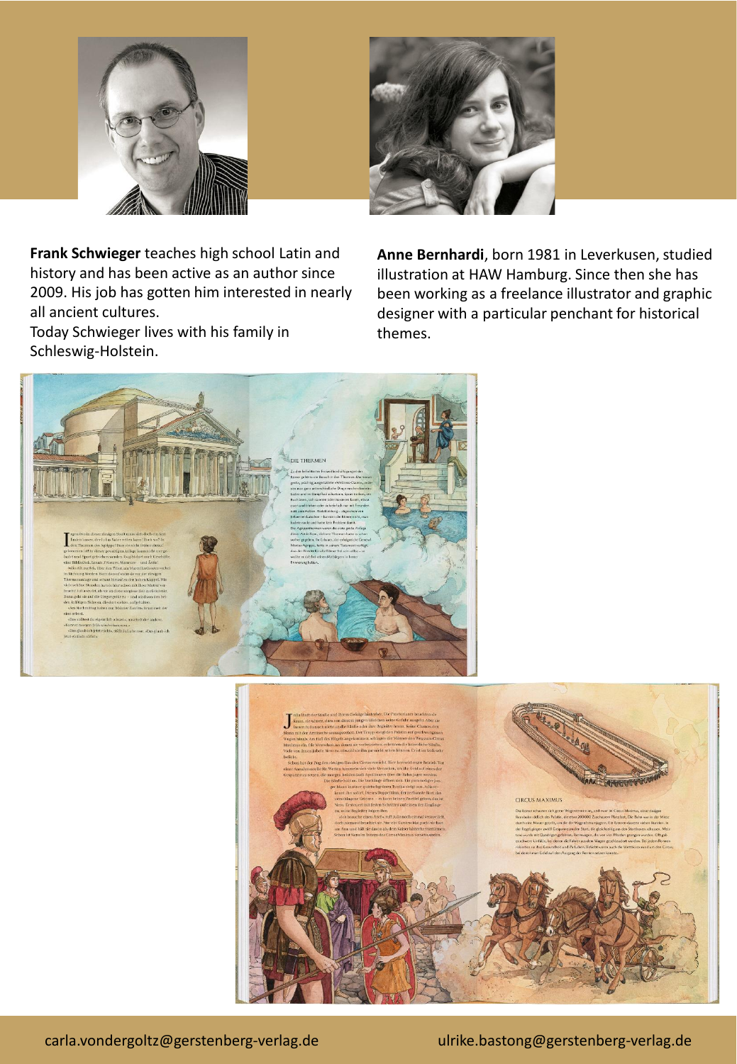**Frank Schwieger** teaches high school Latin and history and has been active as an author since 2009. His job has gotten him interested in nearly all ancient cultures.
Today Schwieger lives with his family in Schleswig-Holstein.

**Anne Bernhardi**, born 1981 in Leverkusen, studied illustration at HAW Hamburg. Since then she has been working as a freelance illustrator and graphic designer with a particular penchant for historical themes.

carla.vondergoltz@gerstenberg-verlag.de

ulrike.bastong@gerstenberg-verlag.de